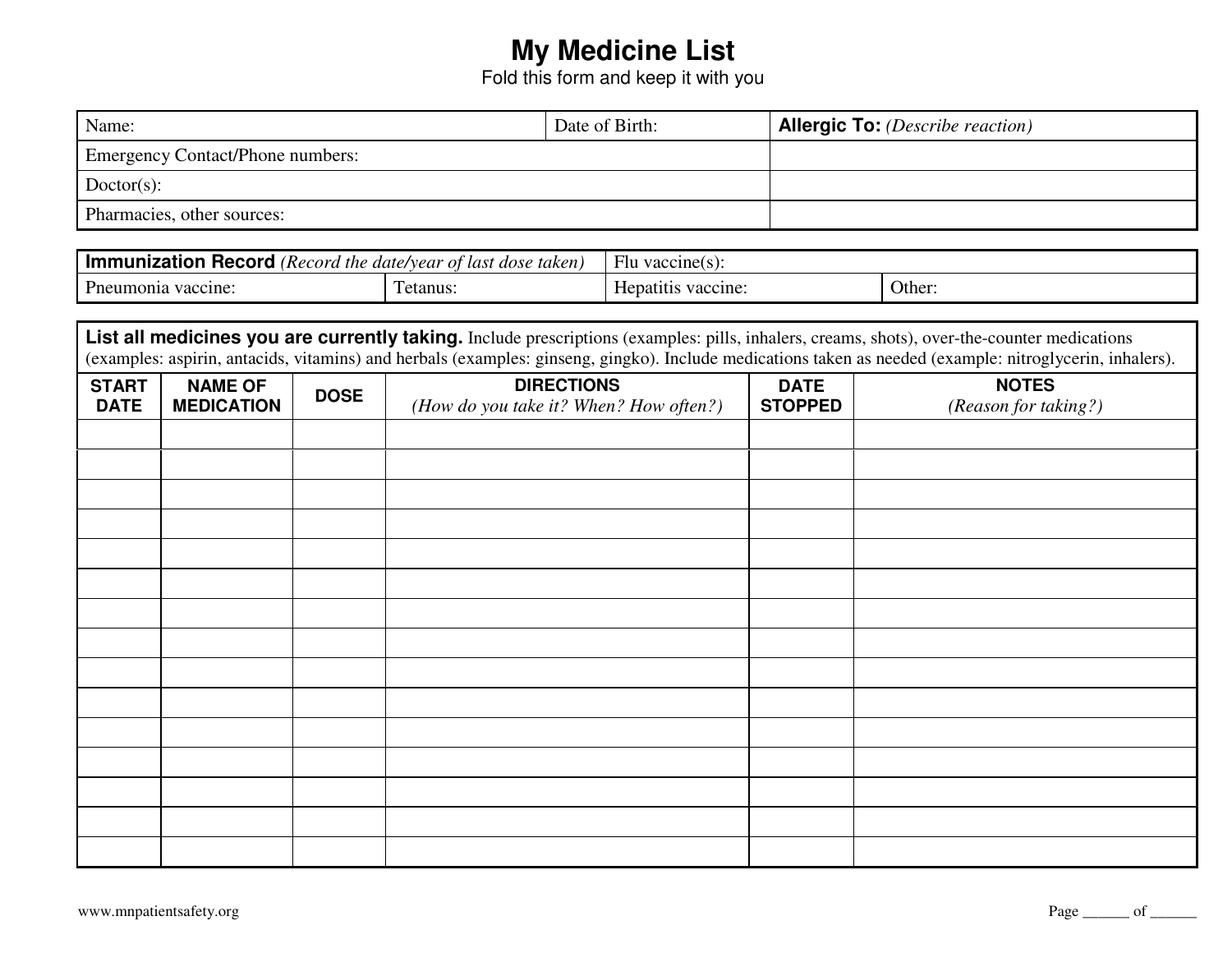# My Medicine List

Fold this form and keep it with you

| Name: | Date of Birth: | **Allergic To:** *(Describe reaction)* |
|---|---|---|
| Emergency Contact/Phone numbers: | | |
| Doctor(s): | | |
| Pharmacies, other sources: | | |

| **Immunization Record** *(Record the date/year of last dose taken)* | | Flu vaccine(s): | |
|---|---|---|---|
| Pneumonia vaccine: | Tetanus: | Hepatitis vaccine: | Other: |

**List all medicines you are currently taking.** Include prescriptions (examples: pills, inhalers, creams, shots), over-the-counter medications (examples: aspirin, antacids, vitamins) and herbals (examples: ginseng, gingko). Include medications taken as needed (example: nitroglycerin, inhalers).

| START DATE | NAME OF MEDICATION | DOSE | DIRECTIONS *(How do you take it? When? How often?)* | DATE STOPPED | NOTES *(Reason for taking?)* |
|---|---|---|---|---|---|
| | | | | | |
| | | | | | |
| | | | | | |
| | | | | | |
| | | | | | |
| | | | | | |
| | | | | | |
| | | | | | |
| | | | | | |
| | | | | | |
| | | | | | |
| | | | | | |
| | | | | | |
| | | | | | |
| | | | | | |

www.mnpatientsafety.org

Page ______ of ______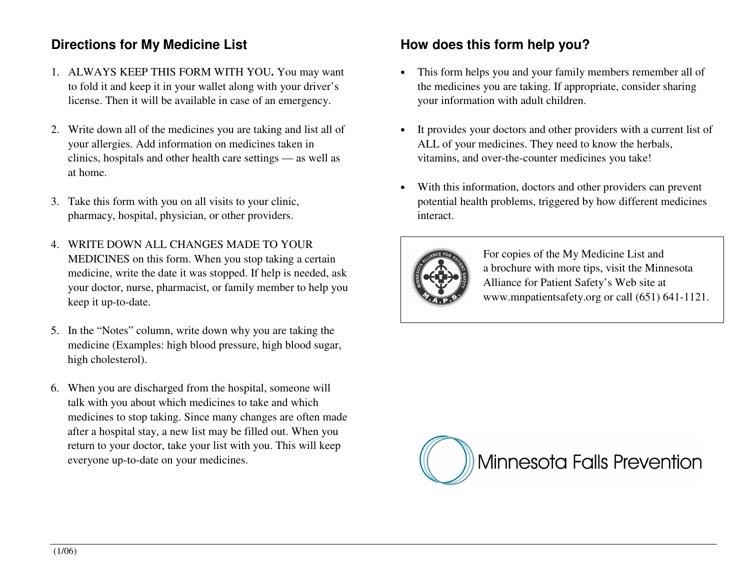## Directions for My Medicine List

1. ALWAYS KEEP THIS FORM WITH YOU**.** You may want to fold it and keep it in your wallet along with your driver's license. Then it will be available in case of an emergency.

2. Write down all of the medicines you are taking and list all of your allergies. Add information on medicines taken in clinics, hospitals and other health care settings — as well as at home.

3. Take this form with you on all visits to your clinic, pharmacy, hospital, physician, or other providers.

4. WRITE DOWN ALL CHANGES MADE TO YOUR MEDICINES on this form. When you stop taking a certain medicine, write the date it was stopped. If help is needed, ask your doctor, nurse, pharmacist, or family member to help you keep it up-to-date.

5. In the "Notes" column, write down why you are taking the medicine (Examples: high blood pressure, high blood sugar, high cholesterol).

6. When you are discharged from the hospital, someone will talk with you about which medicines to take and which medicines to stop taking. Since many changes are often made after a hospital stay, a new list may be filled out. When you return to your doctor, take your list with you. This will keep everyone up-to-date on your medicines.

## How does this form help you?

- This form helps you and your family members remember all of the medicines you are taking. If appropriate, consider sharing your information with adult children.

- It provides your doctors and other providers with a current list of ALL of your medicines. They need to know the herbals, vitamins, and over-the-counter medicines you take!

- With this information, doctors and other providers can prevent potential health problems, triggered by how different medicines interact.

For copies of the My Medicine List and a brochure with more tips, visit the Minnesota Alliance for Patient Safety's Web site at www.mnpatientsafety.org or call (651) 641-1121.

Minnesota Falls Prevention

(1/06)